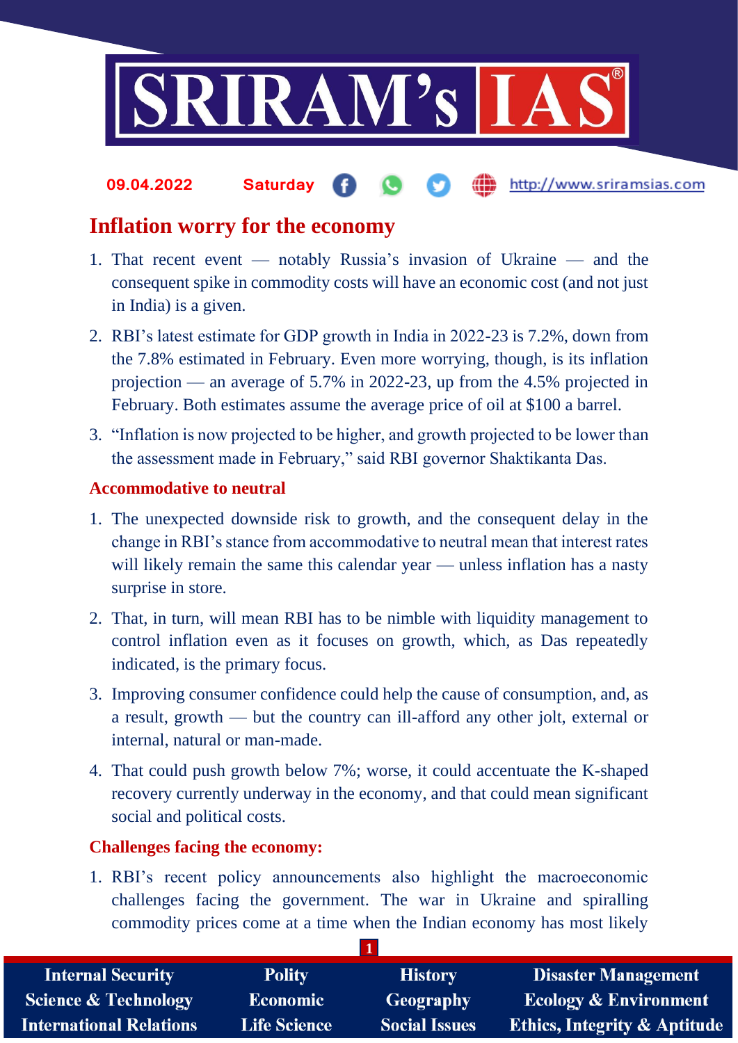# Inflation worry for the economy

1. That recent event — notably Russia's invasion of Ukraine — and the consequent spike in commodity costs will have an economic cost (and not just in India) is a given.
2. RBI's latest estimate for GDP growth in India in 2022-23 is 7.2%, down from the 7.8% estimated in February. Even more worrying, though, is its inflation projection — an average of 5.7% in 2022-23, up from the 4.5% projected in February. Both estimates assume the average price of oil at $100 a barrel.
3. "Inflation is now projected to be higher, and growth projected to be lower than the assessment made in February," said RBI governor Shaktikanta Das.

## Accommodative to neutral

1. The unexpected downside risk to growth, and the consequent delay in the change in RBI's stance from accommodative to neutral mean that interest rates will likely remain the same this calendar year — unless inflation has a nasty surprise in store.
2. That, in turn, will mean RBI has to be nimble with liquidity management to control inflation even as it focuses on growth, which, as Das repeatedly indicated, is the primary focus.
3. Improving consumer confidence could help the cause of consumption, and, as a result, growth — but the country can ill-afford any other jolt, external or internal, natural or man-made.
4. That could push growth below 7%; worse, it could accentuate the K-shaped recovery currently underway in the economy, and that could mean significant social and political costs.

## Challenges facing the economy:

1. RBI's recent policy announcements also highlight the macroeconomic challenges facing the government. The war in Ukraine and spiralling commodity prices come at a time when the Indian economy has most likely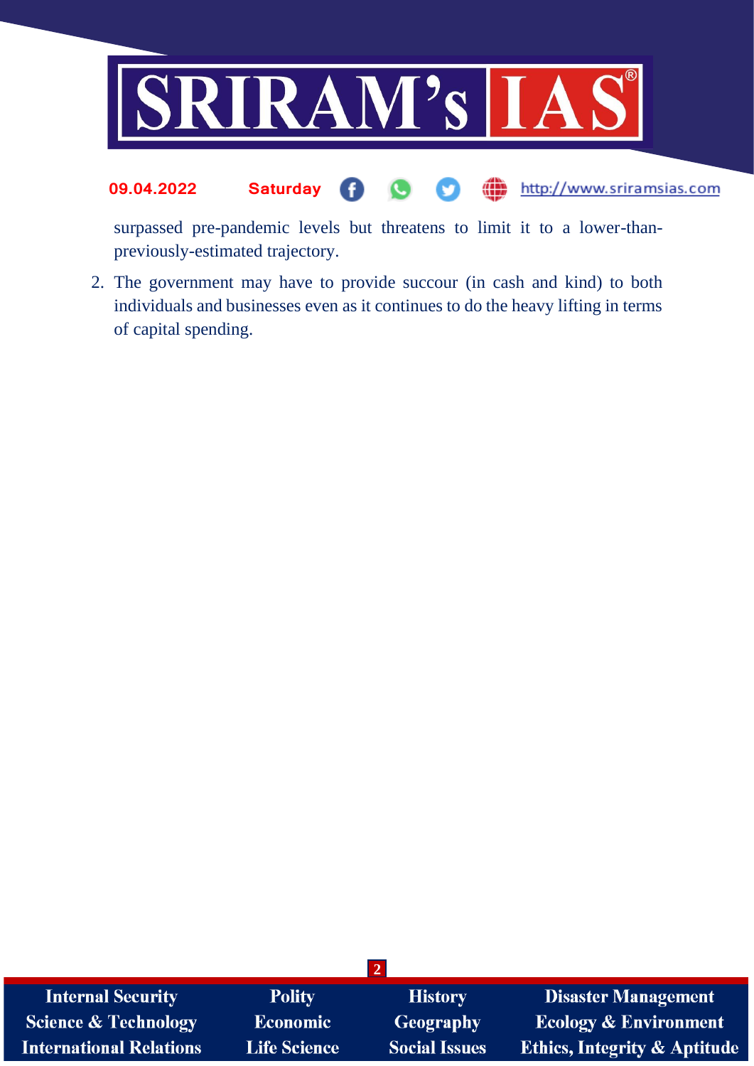surpassed pre-pandemic levels but threatens to limit it to a lower-than-previously-estimated trajectory.

2. The government may have to provide succour (in cash and kind) to both individuals and businesses even as it continues to do the heavy lifting in terms of capital spending.